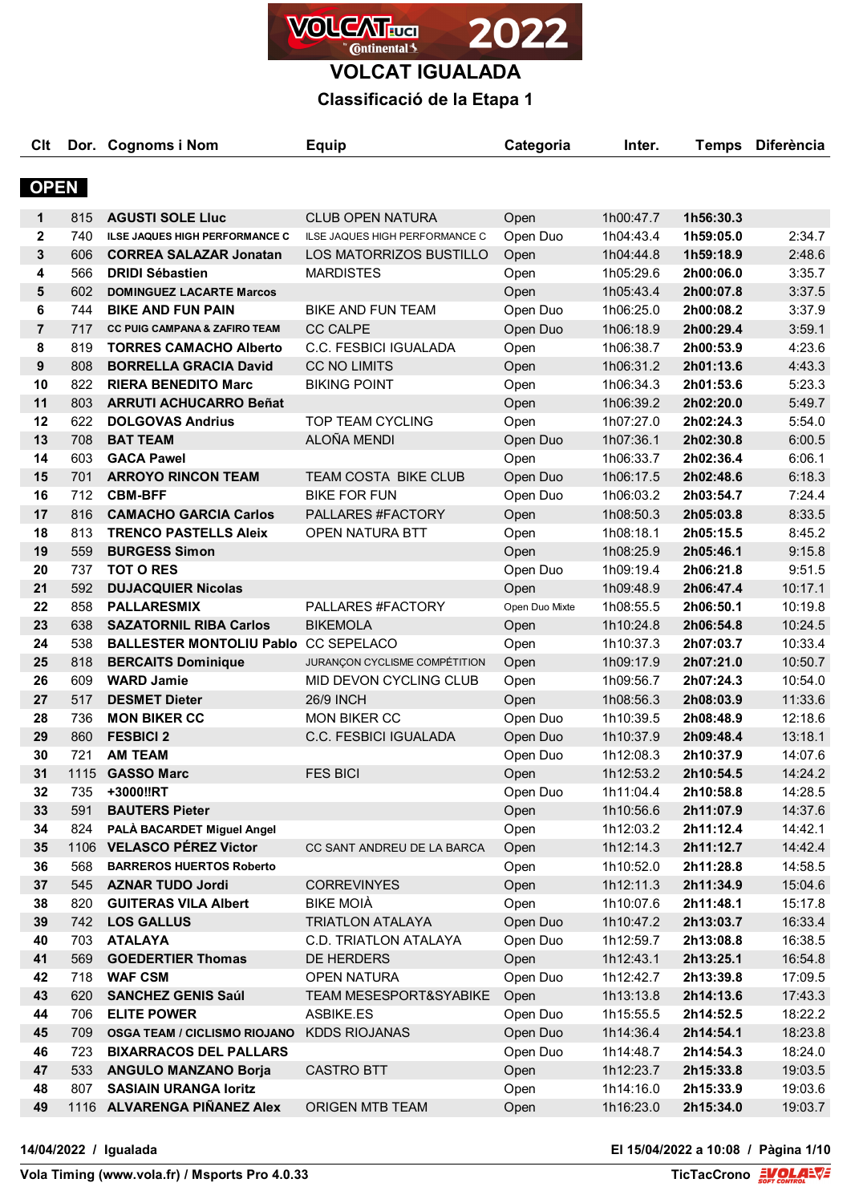# VOLCAT IGUALADA

## Classificació de la Etapa 1

### OPEN

| Clt | Dor. | Cognoms i Nom | Equip | Categoria | Inter. | Temps | Diferència |
|---|---|---|---|---|---|---|---|
| 1 | 815 | **AGUSTI SOLE Lluc** | CLUB OPEN NATURA | Open | 1h00:47.7 | **1h56:30.3** | |
| 2 | 740 | **ILSE JAQUES HIGH PERFORMANCE C** | ILSE JAQUES HIGH PERFORMANCE C | Open Duo | 1h04:43.4 | **1h59:05.0** | 2:34.7 |
| 3 | 606 | **CORREA SALAZAR Jonatan** | LOS MATORRIZOS BUSTILLO | Open | 1h04:44.8 | **1h59:18.9** | 2:48.6 |
| 4 | 566 | **DRIDI Sébastien** | MARDISTES | Open | 1h05:29.6 | **2h00:06.0** | 3:35.7 |
| 5 | 602 | **DOMINGUEZ LACARTE Marcos** | | Open | 1h05:43.4 | **2h00:07.8** | 3:37.5 |
| 6 | 744 | **BIKE AND FUN PAIN** | BIKE AND FUN TEAM | Open Duo | 1h06:25.0 | **2h00:08.2** | 3:37.9 |
| 7 | 717 | **CC PUIG CAMPANA & ZAFIRO TEAM** | CC CALPE | Open Duo | 1h06:18.9 | **2h00:29.4** | 3:59.1 |
| 8 | 819 | **TORRES CAMACHO Alberto** | C.C. FESBICI IGUALADA | Open | 1h06:38.7 | **2h00:53.9** | 4:23.6 |
| 9 | 808 | **BORRELLA GRACIA David** | CC NO LIMITS | Open | 1h06:31.2 | **2h01:13.6** | 4:43.3 |
| 10 | 822 | **RIERA BENEDITO Marc** | BIKING POINT | Open | 1h06:34.3 | **2h01:53.6** | 5:23.3 |
| 11 | 803 | **ARRUTI ACHUCARRO Beñat** | | Open | 1h06:39.2 | **2h02:20.0** | 5:49.7 |
| 12 | 622 | **DOLGOVAS Andrius** | TOP TEAM CYCLING | Open | 1h07:27.0 | **2h02:24.3** | 5:54.0 |
| 13 | 708 | **BAT TEAM** | ALOÑA MENDI | Open Duo | 1h07:36.1 | **2h02:30.8** | 6:00.5 |
| 14 | 603 | **GACA Pawel** | | Open | 1h06:33.7 | **2h02:36.4** | 6:06.1 |
| 15 | 701 | **ARROYO RINCON TEAM** | TEAM COSTA BIKE CLUB | Open Duo | 1h06:17.5 | **2h02:48.6** | 6:18.3 |
| 16 | 712 | **CBM-BFF** | BIKE FOR FUN | Open Duo | 1h06:03.2 | **2h03:54.7** | 7:24.4 |
| 17 | 816 | **CAMACHO GARCIA Carlos** | PALLARES #FACTORY | Open | 1h08:50.3 | **2h05:03.8** | 8:33.5 |
| 18 | 813 | **TRENCO PASTELLS Aleix** | OPEN NATURA BTT | Open | 1h08:18.1 | **2h05:15.5** | 8:45.2 |
| 19 | 559 | **BURGESS Simon** | | Open | 1h08:25.9 | **2h05:46.1** | 9:15.8 |
| 20 | 737 | **TOT O RES** | | Open Duo | 1h09:19.4 | **2h06:21.8** | 9:51.5 |
| 21 | 592 | **DUJACQUIER Nicolas** | | Open | 1h09:48.9 | **2h06:47.4** | 10:17.1 |
| 22 | 858 | **PALLARESMIX** | PALLARES #FACTORY | Open Duo Mixte | 1h08:55.5 | **2h06:50.1** | 10:19.8 |
| 23 | 638 | **SAZATORNIL RIBA Carlos** | BIKEMOLA | Open | 1h10:24.8 | **2h06:54.8** | 10:24.5 |
| 24 | 538 | **BALLESTER MONTOLIU Pablo** | CC SEPELACO | Open | 1h10:37.3 | **2h07:03.7** | 10:33.4 |
| 25 | 818 | **BERCAITS Dominique** | JURANÇON CYCLISME COMPÉTITION | Open | 1h09:17.9 | **2h07:21.0** | 10:50.7 |
| 26 | 609 | **WARD Jamie** | MID DEVON CYCLING CLUB | Open | 1h09:56.7 | **2h07:24.3** | 10:54.0 |
| 27 | 517 | **DESMET Dieter** | 26/9 INCH | Open | 1h08:56.3 | **2h08:03.9** | 11:33.6 |
| 28 | 736 | **MON BIKER CC** | MON BIKER CC | Open Duo | 1h10:39.5 | **2h08:48.9** | 12:18.6 |
| 29 | 860 | **FESBICI 2** | C.C. FESBICI IGUALADA | Open Duo | 1h10:37.9 | **2h09:48.4** | 13:18.1 |
| 30 | 721 | **AM TEAM** | | Open Duo | 1h12:08.3 | **2h10:37.9** | 14:07.6 |
| 31 | 1115 | **GASSO Marc** | FES BICI | Open | 1h12:53.2 | **2h10:54.5** | 14:24.2 |
| 32 | 735 | **+3000!!RT** | | Open Duo | 1h11:04.4 | **2h10:58.8** | 14:28.5 |
| 33 | 591 | **BAUTERS Pieter** | | Open | 1h10:56.6 | **2h11:07.9** | 14:37.6 |
| 34 | 824 | **PALÀ BACARDET Miguel Angel** | | Open | 1h12:03.2 | **2h11:12.4** | 14:42.1 |
| 35 | 1106 | **VELASCO PÉREZ Victor** | CC SANT ANDREU DE LA BARCA | Open | 1h12:14.3 | **2h11:12.7** | 14:42.4 |
| 36 | 568 | **BARREROS HUERTOS Roberto** | | Open | 1h10:52.0 | **2h11:28.8** | 14:58.5 |
| 37 | 545 | **AZNAR TUDO Jordi** | CORREVINYES | Open | 1h12:11.3 | **2h11:34.9** | 15:04.6 |
| 38 | 820 | **GUITERAS VILA Albert** | BIKE MOIÀ | Open | 1h10:07.6 | **2h11:48.1** | 15:17.8 |
| 39 | 742 | **LOS GALLUS** | TRIATLON ATALAYA | Open Duo | 1h10:47.2 | **2h13:03.7** | 16:33.4 |
| 40 | 703 | **ATALAYA** | C.D. TRIATLON ATALAYA | Open Duo | 1h12:59.7 | **2h13:08.8** | 16:38.5 |
| 41 | 569 | **GOEDERTIER Thomas** | DE HERDERS | Open | 1h12:43.1 | **2h13:25.1** | 16:54.8 |
| 42 | 718 | **WAF CSM** | OPEN NATURA | Open Duo | 1h12:42.7 | **2h13:39.8** | 17:09.5 |
| 43 | 620 | **SANCHEZ GENIS Saúl** | TEAM MESESPORT&SYABIKE | Open | 1h13:13.8 | **2h14:13.6** | 17:43.3 |
| 44 | 706 | **ELITE POWER** | ASBIKE.ES | Open Duo | 1h15:55.5 | **2h14:52.5** | 18:22.2 |
| 45 | 709 | **OSGA TEAM / CICLISMO RIOJANO** | KDDS RIOJANAS | Open Duo | 1h14:36.4 | **2h14:54.1** | 18:23.8 |
| 46 | 723 | **BIXARRACOS DEL PALLARS** | | Open Duo | 1h14:48.7 | **2h14:54.3** | 18:24.0 |
| 47 | 533 | **ANGULO MANZANO Borja** | CASTRO BTT | Open | 1h12:23.7 | **2h15:33.8** | 19:03.5 |
| 48 | 807 | **SASIAIN URANGA Ioritz** | | Open | 1h14:16.0 | **2h15:33.9** | 19:03.6 |
| 49 | 1116 | **ALVARENGA PIÑANEZ Alex** | ORIGEN MTB TEAM | Open | 1h16:23.0 | **2h15:34.0** | 19:03.7 |

**14/04/2022 / Igualada** — **El 15/04/2022 a 10:08**

**Vola Timing (www.vola.fr) / Msports Pro 4.0.33** — **TicTacCrono**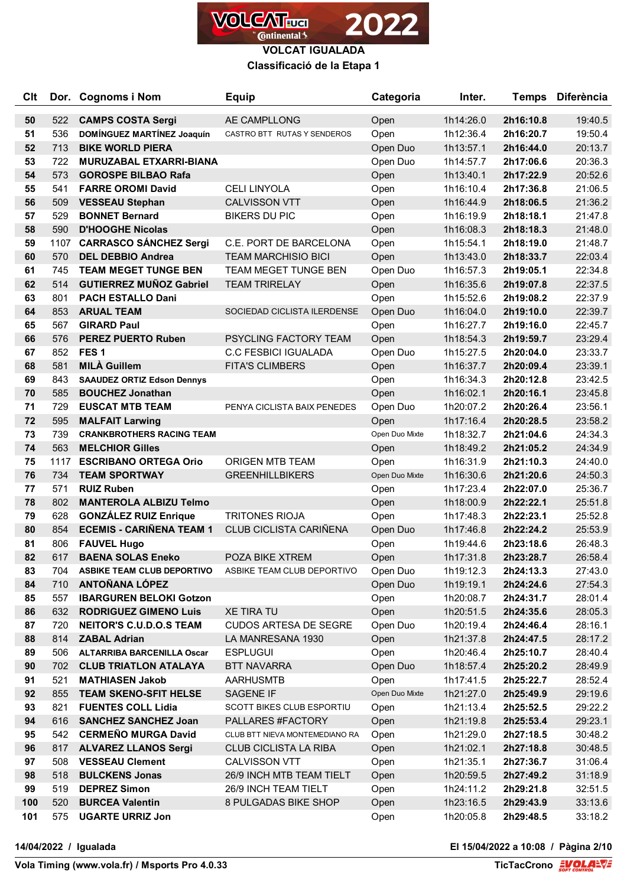# VOLCAT IGUALADA

## Classificació de la Etapa 1

| Clt | Dor. | Cognoms i Nom | Equip | Categoria | Inter. | Temps | Diferència |
|---|---|---|---|---|---|---|---|
| 50 | 522 | **CAMPS COSTA Sergi** | AE CAMPLLONG | Open | 1h14:26.0 | **2h16:10.8** | 19:40.5 |
| 51 | 536 | **DOMÍNGUEZ MARTÍNEZ Joaquín** | CASTRO BTT RUTAS Y SENDEROS | Open | 1h12:36.4 | **2h16:20.7** | 19:50.4 |
| 52 | 713 | **BIKE WORLD PIERA** | | Open Duo | 1h13:57.1 | **2h16:44.0** | 20:13.7 |
| 53 | 722 | **MURUZABAL ETXARRI-BIANA** | | Open Duo | 1h14:57.7 | **2h17:06.6** | 20:36.3 |
| 54 | 573 | **GOROSPE BILBAO Rafa** | | Open | 1h13:40.1 | **2h17:22.9** | 20:52.6 |
| 55 | 541 | **FARRE OROMI David** | CELI LINYOLA | Open | 1h16:10.4 | **2h17:36.8** | 21:06.5 |
| 56 | 509 | **VESSEAU Stephan** | CALVISSON VTT | Open | 1h16:44.9 | **2h18:06.5** | 21:36.2 |
| 57 | 529 | **BONNET Bernard** | BIKERS DU PIC | Open | 1h16:19.9 | **2h18:18.1** | 21:47.8 |
| 58 | 590 | **D'HOOGHE Nicolas** | | Open | 1h16:08.3 | **2h18:18.3** | 21:48.0 |
| 59 | 1107 | **CARRASCO SÁNCHEZ Sergi** | C.E. PORT DE BARCELONA | Open | 1h15:54.1 | **2h18:19.0** | 21:48.7 |
| 60 | 570 | **DEL DEBBIO Andrea** | TEAM MARCHISIO BICI | Open | 1h13:43.0 | **2h18:33.7** | 22:03.4 |
| 61 | 745 | **TEAM MEGET TUNGE BEN** | TEAM MEGET TUNGE BEN | Open Duo | 1h16:57.3 | **2h19:05.1** | 22:34.8 |
| 62 | 514 | **GUTIERREZ MUÑOZ Gabriel** | TEAM TRIRELAY | Open | 1h16:35.6 | **2h19:07.8** | 22:37.5 |
| 63 | 801 | **PACH ESTALLO Dani** | | Open | 1h15:52.6 | **2h19:08.2** | 22:37.9 |
| 64 | 853 | **ARUAL TEAM** | SOCIEDAD CICLISTA ILERDENSE | Open Duo | 1h16:04.0 | **2h19:10.0** | 22:39.7 |
| 65 | 567 | **GIRARD Paul** | | Open | 1h16:27.7 | **2h19:16.0** | 22:45.7 |
| 66 | 576 | **PEREZ PUERTO Ruben** | PSYCLING FACTORY TEAM | Open | 1h18:54.3 | **2h19:59.7** | 23:29.4 |
| 67 | 852 | **FES 1** | C.C FESBICI IGUALADA | Open Duo | 1h15:27.5 | **2h20:04.0** | 23:33.7 |
| 68 | 581 | **MILÀ Guillem** | FITA'S CLIMBERS | Open | 1h16:37.7 | **2h20:09.4** | 23:39.1 |
| 69 | 843 | **SAAUDEZ ORTIZ Edson Dennys** | | Open | 1h16:34.3 | **2h20:12.8** | 23:42.5 |
| 70 | 585 | **BOUCHEZ Jonathan** | | Open | 1h16:02.1 | **2h20:16.1** | 23:45.8 |
| 71 | 729 | **EUSCAT MTB TEAM** | PENYA CICLISTA BAIX PENEDES | Open Duo | 1h20:07.2 | **2h20:26.4** | 23:56.1 |
| 72 | 595 | **MALFAIT Larwing** | | Open | 1h17:16.4 | **2h20:28.5** | 23:58.2 |
| 73 | 739 | **CRANKBROTHERS RACING TEAM** | | Open Duo Mixte | 1h18:32.7 | **2h21:04.6** | 24:34.3 |
| 74 | 563 | **MELCHIOR Gilles** | | Open | 1h18:49.2 | **2h21:05.2** | 24:34.9 |
| 75 | 1117 | **ESCRIBANO ORTEGA Orio** | ORIGEN MTB TEAM | Open | 1h16:31.9 | **2h21:10.3** | 24:40.0 |
| 76 | 734 | **TEAM SPORTWAY** | GREENHILLBIKERS | Open Duo Mixte | 1h16:30.6 | **2h21:20.6** | 24:50.3 |
| 77 | 571 | **RUIZ Ruben** | | Open | 1h17:23.4 | **2h22:07.0** | 25:36.7 |
| 78 | 802 | **MANTEROLA ALBIZU Telmo** | | Open | 1h18:00.9 | **2h22:22.1** | 25:51.8 |
| 79 | 628 | **GONZÁLEZ RUIZ Enrique** | TRITONES RIOJA | Open | 1h17:48.4 | **2h22:23.1** | 25:52.8 |
| 80 | 854 | **ECEMIS - CARIÑENA TEAM 1** | CLUB CICLISTA CARIÑENA | Open Duo | 1h17:46.8 | **2h22:24.2** | 25:53.9 |
| 81 | 806 | **FAUVEL Hugo** | | Open | 1h19:44.6 | **2h23:18.6** | 26:48.3 |
| 82 | 617 | **BAENA SOLAS Eneko** | POZA BIKE XTREM | Open | 1h17:31.8 | **2h23:28.7** | 26:58.4 |
| 83 | 704 | **ASBIKE TEAM CLUB DEPORTIVO** | ASBIKE TEAM CLUB DEPORTIVO | Open Duo | 1h19:12.3 | **2h24:13.3** | 27:43.0 |
| 84 | 710 | **ANTOÑANA LÓPEZ** | | Open Duo | 1h19:19.1 | **2h24:24.6** | 27:54.3 |
| 85 | 557 | **IBARGUREN BELOKI Gotzon** | | Open | 1h20:08.7 | **2h24:31.7** | 28:01.4 |
| 86 | 632 | **RODRIGUEZ GIMENO Luis** | XE TIRA TU | Open | 1h20:51.5 | **2h24:35.6** | 28:05.3 |
| 87 | 720 | **NEITOR'S C.U.D.O.S TEAM** | CUDOS ARTESA DE SEGRE | Open Duo | 1h20:19.4 | **2h24:46.4** | 28:16.1 |
| 88 | 814 | **ZABAL Adrian** | LA MANRESANA 1930 | Open | 1h21:37.8 | **2h24:47.5** | 28:17.2 |
| 89 | 506 | **ALTARRIBA BARCENILLA Oscar** | ESPLUGUI | Open | 1h20:46.4 | **2h25:10.7** | 28:40.4 |
| 90 | 702 | **CLUB TRIATLON ATALAYA** | BTT NAVARRA | Open Duo | 1h18:57.4 | **2h25:20.2** | 28:49.9 |
| 91 | 521 | **MATHIASEN Jakob** | AARHUSMTB | Open | 1h17:41.5 | **2h25:22.7** | 28:52.4 |
| 92 | 855 | **TEAM SKENO-SFIT HELSE** | SAGENE IF | Open Duo Mixte | 1h21:27.0 | **2h25:49.9** | 29:19.6 |
| 93 | 821 | **FUENTES COLL Lidia** | SCOTT BIKES CLUB ESPORTIU | Open | 1h21:13.4 | **2h25:52.5** | 29:22.2 |
| 94 | 616 | **SANCHEZ SANCHEZ Joan** | PALLARES #FACTORY | Open | 1h21:19.8 | **2h25:53.4** | 29:23.1 |
| 95 | 542 | **CERMEÑO MURGA David** | CLUB BTT NIEVA MONTEMEDIANO RA | Open | 1h21:29.0 | **2h27:18.5** | 30:48.2 |
| 96 | 817 | **ALVAREZ LLANOS Sergi** | CLUB CICLISTA LA RIBA | Open | 1h21:02.1 | **2h27:18.8** | 30:48.5 |
| 97 | 508 | **VESSEAU Clement** | CALVISSON VTT | Open | 1h21:35.1 | **2h27:36.7** | 31:06.4 |
| 98 | 518 | **BULCKENS Jonas** | 26/9 INCH MTB TEAM TIELT | Open | 1h20:59.5 | **2h27:49.2** | 31:18.9 |
| 99 | 519 | **DEPREZ Simon** | 26/9 INCH TEAM TIELT | Open | 1h24:11.2 | **2h29:21.8** | 32:51.5 |
| 100 | 520 | **BURCEA Valentin** | 8 PULGADAS BIKE SHOP | Open | 1h23:16.5 | **2h29:43.9** | 33:13.6 |
| 101 | 575 | **UGARTE URRIZ Jon** | | Open | 1h20:05.8 | **2h29:48.5** | 33:18.2 |

14/04/2022 / Igualada — El 15/04/2022 a 10:08

Vola Timing (www.vola.fr) / Msports Pro 4.0.33 — TicTacCrono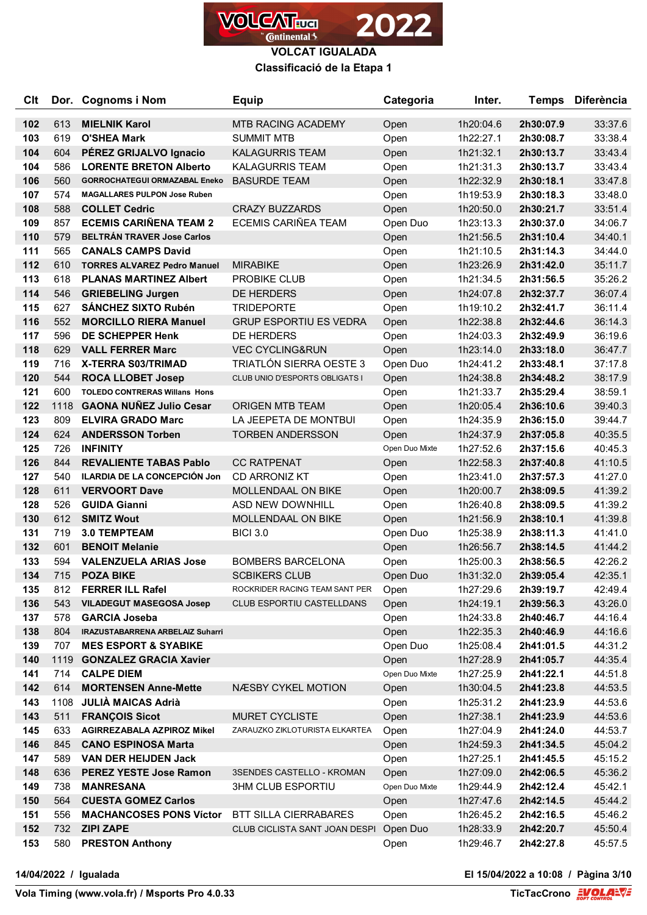# VOLCAT IGUALADA

## Classificació de la Etapa 1

| Clt | Dor. | Cognoms i Nom | Equip | Categoria | Inter. | Temps | Diferència |
|---|---|---|---|---|---|---|---|
| 102 | 613 | **MIELNIK Karol** | MTB RACING ACADEMY | Open | 1h20:04.6 | **2h30:07.9** | 33:37.6 |
| 103 | 619 | **O'SHEA Mark** | SUMMIT MTB | Open | 1h22:27.1 | **2h30:08.7** | 33:38.4 |
| 104 | 604 | **PÉREZ GRIJALVO Ignacio** | KALAGURRIS TEAM | Open | 1h21:32.1 | **2h30:13.7** | 33:43.4 |
| 104 | 586 | **LORENTE BRETON Alberto** | KALAGURRIS TEAM | Open | 1h21:31.3 | **2h30:13.7** | 33:43.4 |
| 106 | 560 | **GORROCHATEGUI ORMAZABAL Eneko** | BASURDE TEAM | Open | 1h22:32.9 | **2h30:18.1** | 33:47.8 |
| 107 | 574 | **MAGALLARES PULPON Jose Ruben** | | Open | 1h19:53.9 | **2h30:18.3** | 33:48.0 |
| 108 | 588 | **COLLET Cedric** | CRAZY BUZZARDS | Open | 1h20:50.0 | **2h30:21.7** | 33:51.4 |
| 109 | 857 | **ECEMIS CARIÑENA TEAM 2** | ECEMIS CARIÑEA TEAM | Open Duo | 1h23:13.3 | **2h30:37.0** | 34:06.7 |
| 110 | 579 | **BELTRÁN TRAVER Jose Carlos** | | Open | 1h21:56.5 | **2h31:10.4** | 34:40.1 |
| 111 | 565 | **CANALS CAMPS David** | | Open | 1h21:10.5 | **2h31:14.3** | 34:44.0 |
| 112 | 610 | **TORRES ALVAREZ Pedro Manuel** | MIRABIKE | Open | 1h23:26.9 | **2h31:42.0** | 35:11.7 |
| 113 | 618 | **PLANAS MARTINEZ Albert** | PROBIKE CLUB | Open | 1h21:34.5 | **2h31:56.5** | 35:26.2 |
| 114 | 546 | **GRIEBELING Jurgen** | DE HERDERS | Open | 1h24:07.8 | **2h32:37.7** | 36:07.4 |
| 115 | 627 | **SÁNCHEZ SIXTO Rubén** | TRIDEPORTE | Open | 1h19:10.2 | **2h32:41.7** | 36:11.4 |
| 116 | 552 | **MORCILLO RIERA Manuel** | GRUP ESPORTIU ES VEDRA | Open | 1h22:38.8 | **2h32:44.6** | 36:14.3 |
| 117 | 596 | **DE SCHEPPER Henk** | DE HERDERS | Open | 1h24:03.3 | **2h32:49.9** | 36:19.6 |
| 118 | 629 | **VALL FERRER Marc** | VEC CYCLING&RUN | Open | 1h23:14.0 | **2h33:18.0** | 36:47.7 |
| 119 | 716 | **X-TERRA S03/TRIMAD** | TRIATLÓN SIERRA OESTE 3 | Open Duo | 1h24:41.2 | **2h33:48.1** | 37:17.8 |
| 120 | 544 | **ROCA LLOBET Josep** | CLUB UNIO D'ESPORTS OBLIGATS I | Open | 1h24:38.8 | **2h34:48.2** | 38:17.9 |
| 121 | 600 | **TOLEDO CONTRERAS Willans Hons** | | Open | 1h21:33.7 | **2h35:29.4** | 38:59.1 |
| 122 | 1118 | **GAONA NUÑEZ Julio Cesar** | ORIGEN MTB TEAM | Open | 1h20:05.4 | **2h36:10.6** | 39:40.3 |
| 123 | 809 | **ELVIRA GRADO Marc** | LA JEEPETA DE MONTBUI | Open | 1h24:35.9 | **2h36:15.0** | 39:44.7 |
| 124 | 624 | **ANDERSSON Torben** | TORBEN ANDERSSON | Open | 1h24:37.9 | **2h37:05.8** | 40:35.5 |
| 125 | 726 | **INFINITY** | | Open Duo Mixte | 1h27:52.6 | **2h37:15.6** | 40:45.3 |
| 126 | 844 | **REVALIENTE TABAS Pablo** | CC RATPENAT | Open | 1h22:58.3 | **2h37:40.8** | 41:10.5 |
| 127 | 540 | **ILARDIA DE LA CONCEPCIÓN Jon** | CD ARRONIZ KT | Open | 1h23:41.0 | **2h37:57.3** | 41:27.0 |
| 128 | 611 | **VERVOORT Dave** | MOLLENDAAL ON BIKE | Open | 1h20:00.7 | **2h38:09.5** | 41:39.2 |
| 128 | 526 | **GUIDA Gianni** | ASD NEW DOWNHILL | Open | 1h26:40.8 | **2h38:09.5** | 41:39.2 |
| 130 | 612 | **SMITZ Wout** | MOLLENDAAL ON BIKE | Open | 1h21:56.9 | **2h38:10.1** | 41:39.8 |
| 131 | 719 | **3.0 TEMPTEAM** | BICI 3.0 | Open Duo | 1h25:38.9 | **2h38:11.3** | 41:41.0 |
| 132 | 601 | **BENOIT Melanie** | | Open | 1h26:56.7 | **2h38:14.5** | 41:44.2 |
| 133 | 594 | **VALENZUELA ARIAS Jose** | BOMBERS BARCELONA | Open | 1h25:00.3 | **2h38:56.5** | 42:26.2 |
| 134 | 715 | **POZA BIKE** | SCBIKERS CLUB | Open Duo | 1h31:32.0 | **2h39:05.4** | 42:35.1 |
| 135 | 812 | **FERRER ILL Rafel** | ROCKRIDER RACING TEAM SANT PER | Open | 1h27:29.6 | **2h39:19.7** | 42:49.4 |
| 136 | 543 | **VILADEGUT MASEGOSA Josep** | CLUB ESPORTIU CASTELLDANS | Open | 1h24:19.1 | **2h39:56.3** | 43:26.0 |
| 137 | 578 | **GARCIA Joseba** | | Open | 1h24:33.8 | **2h40:46.7** | 44:16.4 |
| 138 | 804 | **IRAZUSTABARRENA ARBELAIZ Suharri** | | Open | 1h22:35.3 | **2h40:46.9** | 44:16.6 |
| 139 | 707 | **MES ESPORT & SYABIKE** | | Open Duo | 1h25:08.4 | **2h41:01.5** | 44:31.2 |
| 140 | 1119 | **GONZALEZ GRACIA Xavier** | | Open | 1h27:28.9 | **2h41:05.7** | 44:35.4 |
| 141 | 714 | **CALPE DIEM** | | Open Duo Mixte | 1h27:25.9 | **2h41:22.1** | 44:51.8 |
| 142 | 614 | **MORTENSEN Anne-Mette** | NÆSBY CYKEL MOTION | Open | 1h30:04.5 | **2h41:23.8** | 44:53.5 |
| 143 | 1108 | **JULIÀ MAICAS Adrià** | | Open | 1h25:31.2 | **2h41:23.9** | 44:53.6 |
| 143 | 511 | **FRANÇOIS Sicot** | MURET CYCLISTE | Open | 1h27:38.1 | **2h41:23.9** | 44:53.6 |
| 145 | 633 | **AGIRREZABALA AZPIROZ Mikel** | ZARAUZKO ZIKLOTURISTA ELKARTEA | Open | 1h27:04.9 | **2h41:24.0** | 44:53.7 |
| 146 | 845 | **CANO ESPINOSA Marta** | | Open | 1h24:59.3 | **2h41:34.5** | 45:04.2 |
| 147 | 589 | **VAN DER HEIJDEN Jack** | | Open | 1h27:25.1 | **2h41:45.5** | 45:15.2 |
| 148 | 636 | **PEREZ YESTE Jose Ramon** | 3SENDES CASTELLO - KROMAN | Open | 1h27:09.0 | **2h42:06.5** | 45:36.2 |
| 149 | 738 | **MANRESANA** | 3HM CLUB ESPORTIU | Open Duo Mixte | 1h29:44.9 | **2h42:12.4** | 45:42.1 |
| 150 | 564 | **CUESTA GOMEZ Carlos** | | Open | 1h27:47.6 | **2h42:14.5** | 45:44.2 |
| 151 | 556 | **MACHANCOSES PONS Víctor** | BTT SILLA CIERRABARES | Open | 1h26:45.2 | **2h42:16.5** | 45:46.2 |
| 152 | 732 | **ZIPI ZAPE** | CLUB CICLISTA SANT JOAN DESPI | Open Duo | 1h28:33.9 | **2h42:20.7** | 45:50.4 |
| 153 | 580 | **PRESTON Anthony** | | Open | 1h29:46.7 | **2h42:27.8** | 45:57.5 |

14/04/2022 / Igualada — El 15/04/2022 a 10:08

Vola Timing (www.vola.fr) / Msports Pro 4.0.33 — TicTacCrono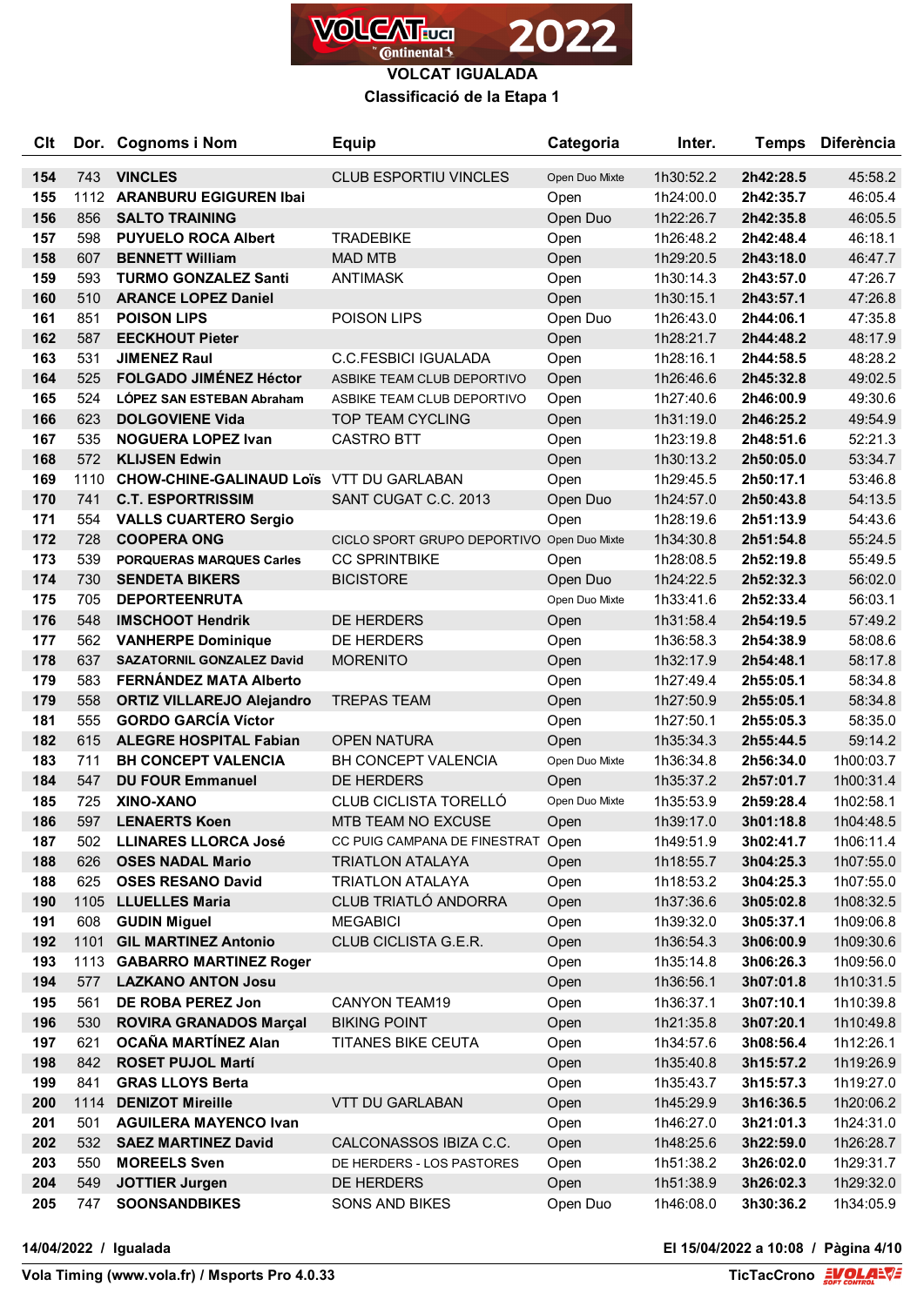# VOLCAT IGUALADA

## Classificació de la Etapa 1

| Clt | Dor. | Cognoms i Nom | Equip | Categoria | Inter. | Temps | Diferència |
|---|---|---|---|---|---|---|---|
| 154 | 743 | **VINCLES** | CLUB ESPORTIU VINCLES | Open Duo Mixte | 1h30:52.2 | **2h42:28.5** | 45:58.2 |
| 155 | 1112 | **ARANBURU EGIGUREN Ibai** | | Open | 1h24:00.0 | **2h42:35.7** | 46:05.4 |
| 156 | 856 | **SALTO TRAINING** | | Open Duo | 1h22:26.7 | **2h42:35.8** | 46:05.5 |
| 157 | 598 | **PUYUELO ROCA Albert** | TRADEBIKE | Open | 1h26:48.2 | **2h42:48.4** | 46:18.1 |
| 158 | 607 | **BENNETT William** | MAD MTB | Open | 1h29:20.5 | **2h43:18.0** | 46:47.7 |
| 159 | 593 | **TURMO GONZALEZ Santi** | ANTIMASK | Open | 1h30:14.3 | **2h43:57.0** | 47:26.7 |
| 160 | 510 | **ARANCE LOPEZ Daniel** | | Open | 1h30:15.1 | **2h43:57.1** | 47:26.8 |
| 161 | 851 | **POISON LIPS** | POISON LIPS | Open Duo | 1h26:43.0 | **2h44:06.1** | 47:35.8 |
| 162 | 587 | **EECKHOUT Pieter** | | Open | 1h28:21.7 | **2h44:48.2** | 48:17.9 |
| 163 | 531 | **JIMENEZ Raul** | C.C.FESBICI IGUALADA | Open | 1h28:16.1 | **2h44:58.5** | 48:28.2 |
| 164 | 525 | **FOLGADO JIMÉNEZ Héctor** | ASBIKE TEAM CLUB DEPORTIVO | Open | 1h26:46.6 | **2h45:32.8** | 49:02.5 |
| 165 | 524 | **LÓPEZ SAN ESTEBAN Abraham** | ASBIKE TEAM CLUB DEPORTIVO | Open | 1h27:40.6 | **2h46:00.9** | 49:30.6 |
| 166 | 623 | **DOLGOVIENE Vida** | TOP TEAM CYCLING | Open | 1h31:19.0 | **2h46:25.2** | 49:54.9 |
| 167 | 535 | **NOGUERA LOPEZ Ivan** | CASTRO BTT | Open | 1h23:19.8 | **2h48:51.6** | 52:21.3 |
| 168 | 572 | **KLIJSEN Edwin** | | Open | 1h30:13.2 | **2h50:05.0** | 53:34.7 |
| 169 | 1110 | **CHOW-CHINE-GALINAUD Loïs** | VTT DU GARLABAN | Open | 1h29:45.5 | **2h50:17.1** | 53:46.8 |
| 170 | 741 | **C.T. ESPORTRISSIM** | SANT CUGAT C.C. 2013 | Open Duo | 1h24:57.0 | **2h50:43.8** | 54:13.5 |
| 171 | 554 | **VALLS CUARTERO Sergio** | | Open | 1h28:19.6 | **2h51:13.9** | 54:43.6 |
| 172 | 728 | **COOPERA ONG** | CICLO SPORT GRUPO DEPORTIVO | Open Duo Mixte | 1h34:30.8 | **2h51:54.8** | 55:24.5 |
| 173 | 539 | **PORQUERAS MARQUES Carles** | CC SPRINTBIKE | Open | 1h28:08.5 | **2h52:19.8** | 55:49.5 |
| 174 | 730 | **SENDETA BIKERS** | BICISTORE | Open Duo | 1h24:22.5 | **2h52:32.3** | 56:02.0 |
| 175 | 705 | **DEPORTEENRUTA** | | Open Duo Mixte | 1h33:41.6 | **2h52:33.4** | 56:03.1 |
| 176 | 548 | **IMSCHOOT Hendrik** | DE HERDERS | Open | 1h31:58.4 | **2h54:19.5** | 57:49.2 |
| 177 | 562 | **VANHERPE Dominique** | DE HERDERS | Open | 1h36:58.3 | **2h54:38.9** | 58:08.6 |
| 178 | 637 | **SAZATORNIL GONZALEZ David** | MORENITO | Open | 1h32:17.9 | **2h54:48.1** | 58:17.8 |
| 179 | 583 | **FERNÁNDEZ MATA Alberto** | | Open | 1h27:49.4 | **2h55:05.1** | 58:34.8 |
| 179 | 558 | **ORTIZ VILLAREJO Alejandro** | TREPAS TEAM | Open | 1h27:50.9 | **2h55:05.1** | 58:34.8 |
| 181 | 555 | **GORDO GARCÍA Víctor** | | Open | 1h27:50.1 | **2h55:05.3** | 58:35.0 |
| 182 | 615 | **ALEGRE HOSPITAL Fabian** | OPEN NATURA | Open | 1h35:34.3 | **2h55:44.5** | 59:14.2 |
| 183 | 711 | **BH CONCEPT VALENCIA** | BH CONCEPT VALENCIA | Open Duo Mixte | 1h36:34.8 | **2h56:34.0** | 1h00:03.7 |
| 184 | 547 | **DU FOUR Emmanuel** | DE HERDERS | Open | 1h35:37.2 | **2h57:01.7** | 1h00:31.4 |
| 185 | 725 | **XINO-XANO** | CLUB CICLISTA TORELLÓ | Open Duo Mixte | 1h35:53.9 | **2h59:28.4** | 1h02:58.1 |
| 186 | 597 | **LENAERTS Koen** | MTB TEAM NO EXCUSE | Open | 1h39:17.0 | **3h01:18.8** | 1h04:48.5 |
| 187 | 502 | **LLINARES LLORCA José** | CC PUIG CAMPANA DE FINESTRAT | Open | 1h49:51.9 | **3h02:41.7** | 1h06:11.4 |
| 188 | 626 | **OSES SANDAL Mario** | TRIATLON ATALAYA | Open | 1h18:55.7 | **3h04:25.3** | 1h07:55.0 |
| 188 | 625 | **OSES RESANO David** | TRIATLON ATALAYA | Open | 1h18:53.2 | **3h04:25.3** | 1h07:55.0 |
| 190 | 1105 | **LLUELLES Maria** | CLUB TRIATLÓ ANDORRA | Open | 1h37:36.6 | **3h05:02.8** | 1h08:32.5 |
| 191 | 608 | **GUDIN Miguel** | MEGABICI | Open | 1h39:32.0 | **3h05:37.1** | 1h09:06.8 |
| 192 | 1101 | **GIL MARTINEZ Antonio** | CLUB CICLISTA G.E.R. | Open | 1h36:54.3 | **3h06:00.9** | 1h09:30.6 |
| 193 | 1113 | **GABARRO MARTINEZ Roger** | | Open | 1h35:14.8 | **3h06:26.3** | 1h09:56.0 |
| 194 | 577 | **LAZKANO ANTON Josu** | | Open | 1h36:56.1 | **3h07:01.8** | 1h10:31.5 |
| 195 | 561 | **DE ROBA PEREZ Jon** | CANYON TEAM19 | Open | 1h36:37.1 | **3h07:10.1** | 1h10:39.8 |
| 196 | 530 | **ROVIRA GRANADOS Marçal** | BIKING POINT | Open | 1h21:35.8 | **3h07:20.1** | 1h10:49.8 |
| 197 | 621 | **OCAÑA MARTÍNEZ Alan** | TITANES BIKE CEUTA | Open | 1h34:57.6 | **3h08:56.4** | 1h12:26.1 |
| 198 | 842 | **ROSET PUJOL Martí** | | Open | 1h35:40.8 | **3h15:57.2** | 1h19:26.9 |
| 199 | 841 | **GRAS LLOYS Berta** | | Open | 1h35:43.7 | **3h15:57.3** | 1h19:27.0 |
| 200 | 1114 | **DENIZOT Mireille** | VTT DU GARLABAN | Open | 1h45:29.9 | **3h16:36.5** | 1h20:06.2 |
| 201 | 501 | **AGUILERA MAYENCO Ivan** | | Open | 1h46:27.0 | **3h21:01.3** | 1h24:31.0 |
| 202 | 532 | **SAEZ MARTINEZ David** | CALCONASSOS IBIZA C.C. | Open | 1h48:25.6 | **3h22:59.0** | 1h26:28.7 |
| 203 | 550 | **MOREELS Sven** | DE HERDERS - LOS PASTORES | Open | 1h51:38.2 | **3h26:02.0** | 1h29:31.7 |
| 204 | 549 | **JOTTIER Jurgen** | DE HERDERS | Open | 1h51:38.9 | **3h26:02.3** | 1h29:32.0 |
| 205 | 747 | **SOONSANDBIKES** | SONS AND BIKES | Open Duo | 1h46:08.0 | **3h30:36.2** | 1h34:05.9 |

**14/04/2022 / Igualada** — **El 15/04/2022 a 10:08**

**Vola Timing (www.vola.fr) / Msports Pro 4.0.33** — **TicTacCrono**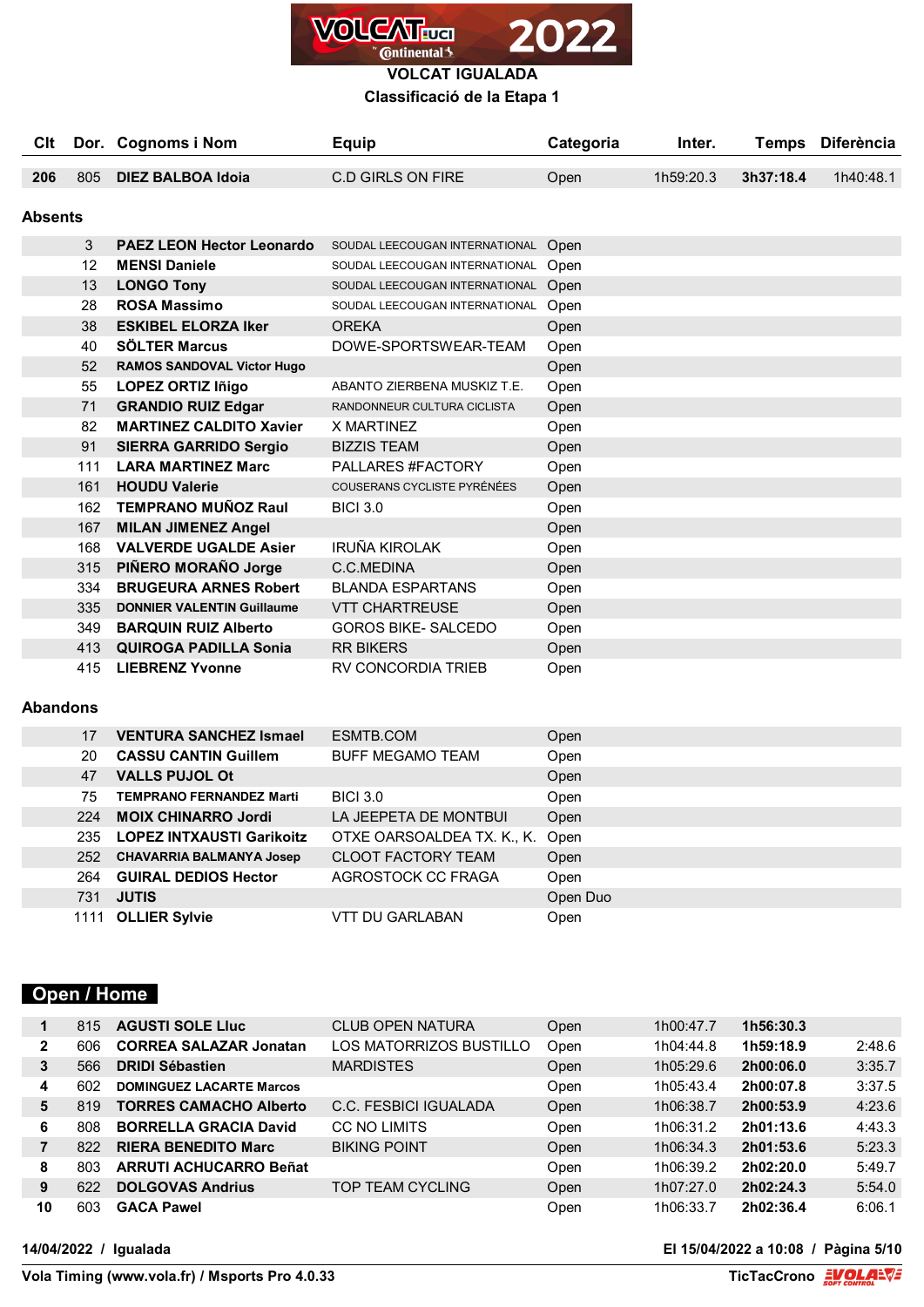# VOLCAT IGUALADA

## Classificació de la Etapa 1

| Clt | Dor. | Cognoms i Nom | Equip | Categoria | Inter. | Temps | Diferència |
|---|---|---|---|---|---|---|---|
| 206 | 805 | **DIEZ BALBOA Idoia** | C.D GIRLS ON FIRE | Open | 1h59:20.3 | **3h37:18.4** | 1h40:48.1 |

### Absents

| Clt | Dor. | Cognoms i Nom | Equip | Categoria | Inter. | Temps | Diferència |
|---|---|---|---|---|---|---|---|
| | 3 | **PAEZ LEON Hector Leonardo** | SOUDAL LEECOUGAN INTERNATIONAL | Open | | | |
| | 12 | **MENSI Daniele** | SOUDAL LEECOUGAN INTERNATIONAL | Open | | | |
| | 13 | **LONGO Tony** | SOUDAL LEECOUGAN INTERNATIONAL | Open | | | |
| | 28 | **ROSA Massimo** | SOUDAL LEECOUGAN INTERNATIONAL | Open | | | |
| | 38 | **ESKIBEL ELORZA Iker** | OREKA | Open | | | |
| | 40 | **SÖLTER Marcus** | DOWE-SPORTSWEAR-TEAM | Open | | | |
| | 52 | **RAMOS SANDOVAL Victor Hugo** | | Open | | | |
| | 55 | **LOPEZ ORTIZ Iñigo** | ABANTO ZIERBENA MUSKIZ T.E. | Open | | | |
| | 71 | **GRANDIO RUIZ Edgar** | RANDONNEUR CULTURA CICLISTA | Open | | | |
| | 82 | **MARTINEZ CALDITO Xavier** | X MARTINEZ | Open | | | |
| | 91 | **SIERRA GARRIDO Sergio** | BIZZIS TEAM | Open | | | |
| | 111 | **LARA MARTINEZ Marc** | PALLARES #FACTORY | Open | | | |
| | 161 | **HOUDU Valerie** | COUSERANS CYCLISTE PYRÉNÉES | Open | | | |
| | 162 | **TEMPRANO MUÑOZ Raul** | BICI 3.0 | Open | | | |
| | 167 | **MILAN JIMENEZ Angel** | | Open | | | |
| | 168 | **VALVERDE UGALDE Asier** | IRUÑA KIROLAK | Open | | | |
| | 315 | **PIÑERO MORAÑO Jorge** | C.C.MEDINA | Open | | | |
| | 334 | **BRUGEURA ARNES Robert** | BLANDA ESPARTANS | Open | | | |
| | 335 | **DONNIER VALENTIN Guillaume** | VTT CHARTREUSE | Open | | | |
| | 349 | **BARQUIN RUIZ Alberto** | GOROS BIKE- SALCEDO | Open | | | |
| | 413 | **QUIROGA PADILLA Sonia** | RR BIKERS | Open | | | |
| | 415 | **LIEBRENZ Yvonne** | RV CONCORDIA TRIEB | Open | | | |

### Abandons

| Clt | Dor. | Cognoms i Nom | Equip | Categoria | Inter. | Temps | Diferència |
|---|---|---|---|---|---|---|---|
| | 17 | **VENTURA SANCHEZ Ismael** | ESMTB.COM | Open | | | |
| | 20 | **CASSU CANTIN Guillem** | BUFF MEGAMO TEAM | Open | | | |
| | 47 | **VALLS PUJOL Ot** | | Open | | | |
| | 75 | **TEMPRANO FERNANDEZ Marti** | BICI 3.0 | Open | | | |
| | 224 | **MOIX CHINARRO Jordi** | LA JEEPETA DE MONTBUI | Open | | | |
| | 235 | **LOPEZ INTXAUSTI Garikoitz** | OTXE OARSOALDEA TX. K., K. | Open | | | |
| | 252 | **CHAVARRIA BALMANYA Josep** | CLOOT FACTORY TEAM | Open | | | |
| | 264 | **GUIRAL DEDIOS Hector** | AGROSTOCK CC FRAGA | Open | | | |
| | 731 | **JUTIS** | | Open Duo | | | |
| | 1111 | **OLLIER Sylvie** | VTT DU GARLABAN | Open | | | |

### Open / Home

| Clt | Dor. | Cognoms i Nom | Equip | Categoria | Inter. | Temps | Diferència |
|---|---|---|---|---|---|---|---|
| 1 | 815 | **AGUSTI SOLE Lluc** | CLUB OPEN NATURA | Open | 1h00:47.7 | **1h56:30.3** | |
| 2 | 606 | **CORREA SALAZAR Jonatan** | LOS MATORRIZOS BUSTILLO | Open | 1h04:44.8 | **1h59:18.9** | 2:48.6 |
| 3 | 566 | **DRIDI Sébastien** | MARDISTES | Open | 1h05:29.6 | **2h00:06.0** | 3:35.7 |
| 4 | 602 | **DOMINGUEZ LACARTE Marcos** | | Open | 1h05:43.4 | **2h00:07.8** | 3:37.5 |
| 5 | 819 | **TORRES CAMACHO Alberto** | C.C. FESBICI IGUALADA | Open | 1h06:38.7 | **2h00:53.9** | 4:23.6 |
| 6 | 808 | **BORRELLA GRACIA David** | CC NO LIMITS | Open | 1h06:31.2 | **2h01:13.6** | 4:43.3 |
| 7 | 822 | **RIERA BENEDITO Marc** | BIKING POINT | Open | 1h06:34.3 | **2h01:53.6** | 5:23.3 |
| 8 | 803 | **ARRUTI ACHUCARRO Beñat** | | Open | 1h06:39.2 | **2h02:20.0** | 5:49.7 |
| 9 | 622 | **DOLGOVAS Andrius** | TOP TEAM CYCLING | Open | 1h07:27.0 | **2h02:24.3** | 5:54.0 |
| 10 | 603 | **GACA Pawel** | | Open | 1h06:33.7 | **2h02:36.4** | 6:06.1 |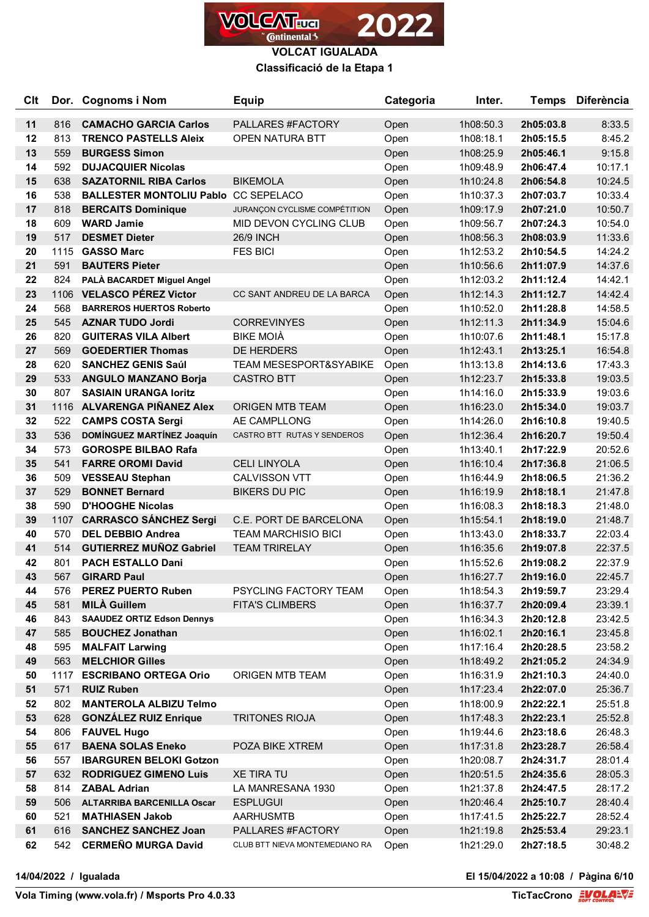# VOLCAT IGUALADA

## Classificació de la Etapa 1

| Clt | Dor. | Cognoms i Nom | Equip | Categoria | Inter. | Temps | Diferència |
|---|---|---|---|---|---|---|---|
| 11 | 816 | **CAMACHO GARCIA Carlos** | PALLARES #FACTORY | Open | 1h08:50.3 | **2h05:03.8** | 8:33.5 |
| 12 | 813 | **TRENCO PASTELLS Aleix** | OPEN NATURA BTT | Open | 1h08:18.1 | **2h05:15.5** | 8:45.2 |
| 13 | 559 | **BURGESS Simon** | | Open | 1h08:25.9 | **2h05:46.1** | 9:15.8 |
| 14 | 592 | **DUJACQUIER Nicolas** | | Open | 1h09:48.9 | **2h06:47.4** | 10:17.1 |
| 15 | 638 | **SAZATORNIL RIBA Carlos** | BIKEMOLA | Open | 1h10:24.8 | **2h06:54.8** | 10:24.5 |
| 16 | 538 | **BALLESTER MONTOLIU Pablo** | CC SEPELACO | Open | 1h10:37.3 | **2h07:03.7** | 10:33.4 |
| 17 | 818 | **BERCAITS Dominique** | JURANÇON CYCLISME COMPÉTITION | Open | 1h09:17.9 | **2h07:21.0** | 10:50.7 |
| 18 | 609 | **WARD Jamie** | MID DEVON CYCLING CLUB | Open | 1h09:56.7 | **2h07:24.3** | 10:54.0 |
| 19 | 517 | **DESMET Dieter** | 26/9 INCH | Open | 1h08:56.3 | **2h08:03.9** | 11:33.6 |
| 20 | 1115 | **GASSO Marc** | FES BICI | Open | 1h12:53.2 | **2h10:54.5** | 14:24.2 |
| 21 | 591 | **BAUTERS Pieter** | | Open | 1h10:56.6 | **2h11:07.9** | 14:37.6 |
| 22 | 824 | **PALÀ BACARDET Miguel Angel** | | Open | 1h12:03.2 | **2h11:12.4** | 14:42.1 |
| 23 | 1106 | **VELASCO PÉREZ Victor** | CC SANT ANDREU DE LA BARCA | Open | 1h12:14.3 | **2h11:12.7** | 14:42.4 |
| 24 | 568 | **BARREROS HUERTOS Roberto** | | Open | 1h10:52.0 | **2h11:28.8** | 14:58.5 |
| 25 | 545 | **AZNAR TUDO Jordi** | CORREVINYES | Open | 1h12:11.3 | **2h11:34.9** | 15:04.6 |
| 26 | 820 | **GUITERAS VILA Albert** | BIKE MOIÀ | Open | 1h10:07.6 | **2h11:48.1** | 15:17.8 |
| 27 | 569 | **GOEDERTIER Thomas** | DE HERDERS | Open | 1h12:43.1 | **2h13:25.1** | 16:54.8 |
| 28 | 620 | **SANCHEZ GENIS Saúl** | TEAM MESESPORT&SYABIKE | Open | 1h13:13.8 | **2h14:13.6** | 17:43.3 |
| 29 | 533 | **ANGULO MANZANO Borja** | CASTRO BTT | Open | 1h12:23.7 | **2h15:33.8** | 19:03.5 |
| 30 | 807 | **SASIAIN URANGA Ioritz** | | Open | 1h14:16.0 | **2h15:33.9** | 19:03.6 |
| 31 | 1116 | **ALVARENGA PIÑANEZ Alex** | ORIGEN MTB TEAM | Open | 1h16:23.0 | **2h15:34.0** | 19:03.7 |
| 32 | 522 | **CAMPS COSTA Sergi** | AE CAMPLLONG | Open | 1h14:26.0 | **2h16:10.8** | 19:40.5 |
| 33 | 536 | **DOMÍNGUEZ MARTÍNEZ Joaquín** | CASTRO BTT RUTAS Y SENDEROS | Open | 1h12:36.4 | **2h16:20.7** | 19:50.4 |
| 34 | 573 | **GOROSPE BILBAO Rafa** | | Open | 1h13:40.1 | **2h17:22.9** | 20:52.6 |
| 35 | 541 | **FARRE OROMI David** | CELI LINYOLA | Open | 1h16:10.4 | **2h17:36.8** | 21:06.5 |
| 36 | 509 | **VESSEAU Stephan** | CALVISSON VTT | Open | 1h16:44.9 | **2h18:06.5** | 21:36.2 |
| 37 | 529 | **BONNET Bernard** | BIKERS DU PIC | Open | 1h16:19.9 | **2h18:18.1** | 21:47.8 |
| 38 | 590 | **D'HOOGHE Nicolas** | | Open | 1h16:08.3 | **2h18:18.3** | 21:48.0 |
| 39 | 1107 | **CARRASCO SÁNCHEZ Sergi** | C.E. PORT DE BARCELONA | Open | 1h15:54.1 | **2h18:19.0** | 21:48.7 |
| 40 | 570 | **DEL DEBBIO Andrea** | TEAM MARCHISIO BICI | Open | 1h13:43.0 | **2h18:33.7** | 22:03.4 |
| 41 | 514 | **GUTIERREZ MUÑOZ Gabriel** | TEAM TRIRELAY | Open | 1h16:35.6 | **2h19:07.8** | 22:37.5 |
| 42 | 801 | **PACH ESTALLO Dani** | | Open | 1h15:52.6 | **2h19:08.2** | 22:37.9 |
| 43 | 567 | **GIRARD Paul** | | Open | 1h16:27.7 | **2h19:16.0** | 22:45.7 |
| 44 | 576 | **PEREZ PUERTO Ruben** | PSYCLING FACTORY TEAM | Open | 1h18:54.3 | **2h19:59.7** | 23:29.4 |
| 45 | 581 | **MILÀ Guillem** | FITA'S CLIMBERS | Open | 1h16:37.7 | **2h20:09.4** | 23:39.1 |
| 46 | 843 | **SAAUDEZ ORTIZ Edson Dennys** | | Open | 1h16:34.3 | **2h20:12.8** | 23:42.5 |
| 47 | 585 | **BOUCHEZ Jonathan** | | Open | 1h16:02.1 | **2h20:16.1** | 23:45.8 |
| 48 | 595 | **MALFAIT Larwing** | | Open | 1h17:16.4 | **2h20:28.5** | 23:58.2 |
| 49 | 563 | **MELCHIOR Gilles** | | Open | 1h18:49.2 | **2h21:05.2** | 24:34.9 |
| 50 | 1117 | **ESCRIBANO ORTEGA Orio** | ORIGEN MTB TEAM | Open | 1h16:31.9 | **2h21:10.3** | 24:40.0 |
| 51 | 571 | **RUIZ Ruben** | | Open | 1h17:23.4 | **2h22:07.0** | 25:36.7 |
| 52 | 802 | **MANTEROLA ALBIZU Telmo** | | Open | 1h18:00.9 | **2h22:22.1** | 25:51.8 |
| 53 | 628 | **GONZÁLEZ RUIZ Enrique** | TRITONES RIOJA | Open | 1h17:48.3 | **2h22:23.1** | 25:52.8 |
| 54 | 806 | **FAUVEL Hugo** | | Open | 1h19:44.6 | **2h23:18.6** | 26:48.3 |
| 55 | 617 | **BAENA SOLAS Eneko** | POZA BIKE XTREM | Open | 1h17:31.8 | **2h23:28.7** | 26:58.4 |
| 56 | 557 | **IBARGUREN BELOKI Gotzon** | | Open | 1h20:08.7 | **2h24:31.7** | 28:01.4 |
| 57 | 632 | **RODRIGUEZ GIMENO Luis** | XE TIRA TU | Open | 1h20:51.5 | **2h24:35.6** | 28:05.3 |
| 58 | 814 | **ZABAL Adrian** | LA MANRESANA 1930 | Open | 1h21:37.8 | **2h24:47.5** | 28:17.2 |
| 59 | 506 | **ALTARRIBA BARCENILLA Oscar** | ESPLUGUI | Open | 1h20:46.4 | **2h25:10.7** | 28:40.4 |
| 60 | 521 | **MATHIASEN Jakob** | AARHUSMTB | Open | 1h17:41.5 | **2h25:22.7** | 28:52.4 |
| 61 | 616 | **SANCHEZ SANCHEZ Joan** | PALLARES #FACTORY | Open | 1h21:19.8 | **2h25:53.4** | 29:23.1 |
| 62 | 542 | **CERMEÑO MURGA David** | CLUB BTT NIEVA MONTEMEDIANO RA | Open | 1h21:29.0 | **2h27:18.5** | 30:48.2 |

**14/04/2022 / Igualada** — **El 15/04/2022 a 10:08**

**Vola Timing (www.vola.fr) / Msports Pro 4.0.33** — **TicTacCrono**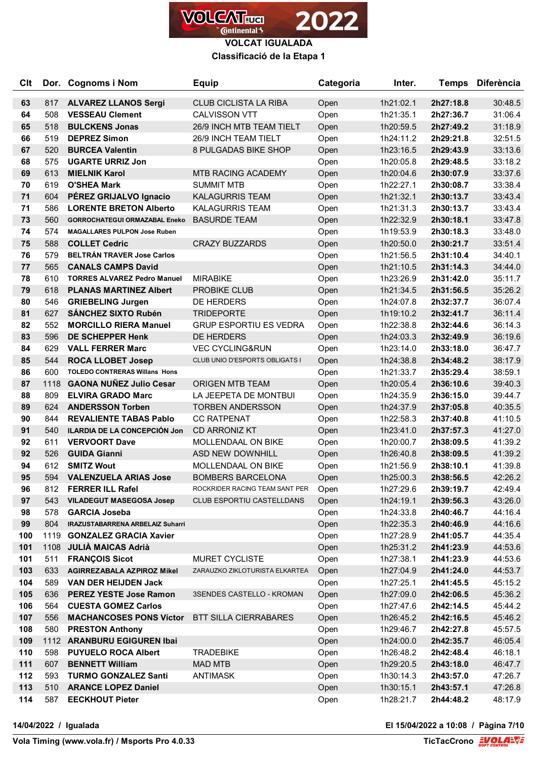# VOLCAT IGUALADA

## Classificació de la Etapa 1

| Clt | Dor. | Cognoms i Nom | Equip | Categoria | Inter. | Temps | Diferència |
|---|---|---|---|---|---|---|---|
| 63 | 817 | **ALVAREZ LLANOS Sergi** | CLUB CICLISTA LA RIBA | Open | 1h21:02.1 | **2h27:18.8** | 30:48.5 |
| 64 | 508 | **VESSEAU Clement** | CALVISSON VTT | Open | 1h21:35.1 | **2h27:36.7** | 31:06.4 |
| 65 | 518 | **BULCKENS Jonas** | 26/9 INCH MTB TEAM TIELT | Open | 1h20:59.5 | **2h27:49.2** | 31:18.9 |
| 66 | 519 | **DEPREZ Simon** | 26/9 INCH TEAM TIELT | Open | 1h24:11.2 | **2h29:21.8** | 32:51.5 |
| 67 | 520 | **BURCEA Valentin** | 8 PULGADAS BIKE SHOP | Open | 1h23:16.5 | **2h29:43.9** | 33:13.6 |
| 68 | 575 | **UGARTE URRIZ Jon** | | Open | 1h20:05.8 | **2h29:48.5** | 33:18.2 |
| 69 | 613 | **MIELNIK Karol** | MTB RACING ACADEMY | Open | 1h20:04.6 | **2h30:07.9** | 33:37.6 |
| 70 | 619 | **O'SHEA Mark** | SUMMIT MTB | Open | 1h22:27.1 | **2h30:08.7** | 33:38.4 |
| 71 | 604 | **PÉREZ GRIJALVO Ignacio** | KALAGURRIS TEAM | Open | 1h21:32.1 | **2h30:13.7** | 33:43.4 |
| 71 | 586 | **LORENTE BRETON Alberto** | KALAGURRIS TEAM | Open | 1h21:31.3 | **2h30:13.7** | 33:43.4 |
| 73 | 560 | **GORROCHATEGUI ORMAZABAL Eneko** | BASURDE TEAM | Open | 1h22:32.9 | **2h30:18.1** | 33:47.8 |
| 74 | 574 | **MAGALLARES PULPON Jose Ruben** | | Open | 1h19:53.9 | **2h30:18.3** | 33:48.0 |
| 75 | 588 | **COLLET Cedric** | CRAZY BUZZARDS | Open | 1h20:50.0 | **2h30:21.7** | 33:51.4 |
| 76 | 579 | **BELTRÁN TRAVER Jose Carlos** | | Open | 1h21:56.5 | **2h31:10.4** | 34:40.1 |
| 77 | 565 | **CANALS CAMPS David** | | Open | 1h21:10.5 | **2h31:14.3** | 34:44.0 |
| 78 | 610 | **TORRES ALVAREZ Pedro Manuel** | MIRABIKE | Open | 1h23:26.9 | **2h31:42.0** | 35:11.7 |
| 79 | 618 | **PLANAS MARTINEZ Albert** | PROBIKE CLUB | Open | 1h21:34.5 | **2h31:56.5** | 35:26.2 |
| 80 | 546 | **GRIEBELING Jurgen** | DE HERDERS | Open | 1h24:07.8 | **2h32:37.7** | 36:07.4 |
| 81 | 627 | **SÁNCHEZ SIXTO Rubén** | TRIDEPORTE | Open | 1h19:10.2 | **2h32:41.7** | 36:11.4 |
| 82 | 552 | **MORCILLO RIERA Manuel** | GRUP ESPORTIU ES VEDRA | Open | 1h22:38.8 | **2h32:44.6** | 36:14.3 |
| 83 | 596 | **DE SCHEPPER Henk** | DE HERDERS | Open | 1h24:03.3 | **2h32:49.9** | 36:19.6 |
| 84 | 629 | **VALL FERRER Marc** | VEC CYCLING&RUN | Open | 1h23:14.0 | **2h33:18.0** | 36:47.7 |
| 85 | 544 | **ROCA LLOBET Josep** | CLUB UNIO D'ESPORTS OBLIGATS I | Open | 1h24:38.8 | **2h34:48.2** | 38:17.9 |
| 86 | 600 | **TOLEDO CONTRERAS Willans Hons** | | Open | 1h21:33.7 | **2h35:29.4** | 38:59.1 |
| 87 | 1118 | **GAONA NUÑEZ Julio Cesar** | ORIGEN MTB TEAM | Open | 1h20:05.4 | **2h36:10.6** | 39:40.3 |
| 88 | 809 | **ELVIRA GRADO Marc** | LA JEEPETA DE MONTBUI | Open | 1h24:35.9 | **2h36:15.0** | 39:44.7 |
| 89 | 624 | **ANDERSSON Torben** | TORBEN ANDERSSON | Open | 1h24:37.9 | **2h37:05.8** | 40:35.5 |
| 90 | 844 | **REVALIENTE TABAS Pablo** | CC RATPENAT | Open | 1h22:58.3 | **2h37:40.8** | 41:10.5 |
| 91 | 540 | **ILARDIA DE LA CONCEPCIÓN Jon** | CD ARRONIZ KT | Open | 1h23:41.0 | **2h37:57.3** | 41:27.0 |
| 92 | 611 | **VERVOORT Dave** | MOLLENDAAL ON BIKE | Open | 1h20:00.7 | **2h38:09.5** | 41:39.2 |
| 92 | 526 | **GUIDA Gianni** | ASD NEW DOWNHILL | Open | 1h26:40.8 | **2h38:09.5** | 41:39.2 |
| 94 | 612 | **SMITZ Wout** | MOLLENDAAL ON BIKE | Open | 1h21:56.9 | **2h38:10.1** | 41:39.8 |
| 95 | 594 | **VALENZUELA ARIAS Jose** | BOMBERS BARCELONA | Open | 1h25:00.3 | **2h38:56.5** | 42:26.2 |
| 96 | 812 | **FERRER ILL Rafel** | ROCKRIDER RACING TEAM SANT PER | Open | 1h27:29.6 | **2h39:19.7** | 42:49.4 |
| 97 | 543 | **VILADEGUT MASEGOSA Josep** | CLUB ESPORTIU CASTELLDANS | Open | 1h24:19.1 | **2h39:56.3** | 43:26.0 |
| 98 | 578 | **GARCIA Joseba** | | Open | 1h24:33.8 | **2h40:46.7** | 44:16.4 |
| 99 | 804 | **IRAZUSTABARRENA ARBELAIZ Suharri** | | Open | 1h22:35.3 | **2h40:46.9** | 44:16.6 |
| 100 | 1119 | **GONZALEZ GRACIA Xavier** | | Open | 1h27:28.9 | **2h41:05.7** | 44:35.4 |
| 101 | 1108 | **JULIÀ MAICAS Adrià** | | Open | 1h25:31.2 | **2h41:23.9** | 44:53.6 |
| 101 | 511 | **FRANÇOIS Sicot** | MURET CYCLISTE | Open | 1h27:38.1 | **2h41:23.9** | 44:53.6 |
| 103 | 633 | **AGIRREZABALA AZPIROZ Mikel** | ZARAUZKO ZIKLOTURISTA ELKARTEA | Open | 1h27:04.9 | **2h41:24.0** | 44:53.7 |
| 104 | 589 | **VAN DER HEIJDEN Jack** | | Open | 1h27:25.1 | **2h41:45.5** | 45:15.2 |
| 105 | 636 | **PEREZ YESTE Jose Ramon** | 3SENDES CASTELLO - KROMAN | Open | 1h27:09.0 | **2h42:06.5** | 45:36.2 |
| 106 | 564 | **CUESTA GOMEZ Carlos** | | Open | 1h27:47.6 | **2h42:14.5** | 45:44.2 |
| 107 | 556 | **MACHANCOSES PONS Víctor** | BTT SILLA CIERRABARES | Open | 1h26:45.2 | **2h42:16.5** | 45:46.2 |
| 108 | 580 | **PRESTON Anthony** | | Open | 1h29:46.7 | **2h42:27.8** | 45:57.5 |
| 109 | 1112 | **ARANBURU EGIGUREN Ibai** | | Open | 1h24:00.0 | **2h42:35.7** | 46:05.4 |
| 110 | 598 | **PUYUELO ROCA Albert** | TRADEBIKE | Open | 1h26:48.2 | **2h42:48.4** | 46:18.1 |
| 111 | 607 | **BENNETT William** | MAD MTB | Open | 1h29:20.5 | **2h43:18.0** | 46:47.7 |
| 112 | 593 | **TURMO GONZALEZ Santi** | ANTIMASK | Open | 1h30:14.3 | **2h43:57.0** | 47:26.7 |
| 113 | 510 | **ARANCE LOPEZ Daniel** | | Open | 1h30:15.1 | **2h43:57.1** | 47:26.8 |
| 114 | 587 | **EECKHOUT Pieter** | | Open | 1h28:21.7 | **2h44:48.2** | 48:17.9 |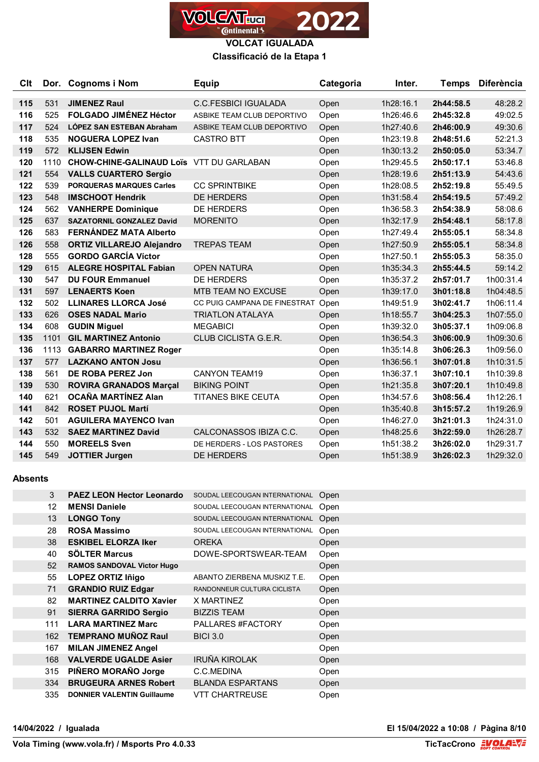# VOLCAT IGUALADA

## Classificació de la Etapa 1

| Clt | Dor. | Cognoms i Nom | Equip | Categoria | Inter. | Temps | Diferència |
|---|---|---|---|---|---|---|---|
| 115 | 531 | **JIMENEZ Raul** | C.C.FESBICI IGUALADA | Open | 1h28:16.1 | **2h44:58.5** | 48:28.2 |
| 116 | 525 | **FOLGADO JIMÉNEZ Héctor** | ASBIKE TEAM CLUB DEPORTIVO | Open | 1h26:46.6 | **2h45:32.8** | 49:02.5 |
| 117 | 524 | **LÓPEZ SAN ESTEBAN Abraham** | ASBIKE TEAM CLUB DEPORTIVO | Open | 1h27:40.6 | **2h46:00.9** | 49:30.6 |
| 118 | 535 | **NOGUERA LOPEZ Ivan** | CASTRO BTT | Open | 1h23:19.8 | **2h48:51.6** | 52:21.3 |
| 119 | 572 | **KLIJSEN Edwin** | | Open | 1h30:13.2 | **2h50:05.0** | 53:34.7 |
| 120 | 1110 | **CHOW-CHINE-GALINAUD Loïs** | VTT DU GARLABAN | Open | 1h29:45.5 | **2h50:17.1** | 53:46.8 |
| 121 | 554 | **VALLS CUARTERO Sergio** | | Open | 1h28:19.6 | **2h51:13.9** | 54:43.6 |
| 122 | 539 | **PORQUERAS MARQUES Carles** | CC SPRINTBIKE | Open | 1h28:08.5 | **2h52:19.8** | 55:49.5 |
| 123 | 548 | **IMSCHOOT Hendrik** | DE HERDERS | Open | 1h31:58.4 | **2h54:19.5** | 57:49.2 |
| 124 | 562 | **VANHERPE Dominique** | DE HERDERS | Open | 1h36:58.3 | **2h54:38.9** | 58:08.6 |
| 125 | 637 | **SAZATORNIL GONZALEZ David** | MORENITO | Open | 1h32:17.9 | **2h54:48.1** | 58:17.8 |
| 126 | 583 | **FERNÁNDEZ MATA Alberto** | | Open | 1h27:49.4 | **2h55:05.1** | 58:34.8 |
| 126 | 558 | **ORTIZ VILLAREJO Alejandro** | TREPAS TEAM | Open | 1h27:50.9 | **2h55:05.1** | 58:34.8 |
| 128 | 555 | **GORDO GARCÍA Víctor** | | Open | 1h27:50.1 | **2h55:05.3** | 58:35.0 |
| 129 | 615 | **ALEGRE HOSPITAL Fabian** | OPEN NATURA | Open | 1h35:34.3 | **2h55:44.5** | 59:14.2 |
| 130 | 547 | **DU FOUR Emmanuel** | DE HERDERS | Open | 1h35:37.2 | **2h57:01.7** | 1h00:31.4 |
| 131 | 597 | **LENAERTS Koen** | MTB TEAM NO EXCUSE | Open | 1h39:17.0 | **3h01:18.8** | 1h04:48.5 |
| 132 | 502 | **LLINARES LLORCA José** | CC PUIG CAMPANA DE FINESTRAT | Open | 1h49:51.9 | **3h02:41.7** | 1h06:11.4 |
| 133 | 626 | **OSES NADAL Mario** | TRIATLON ATALAYA | Open | 1h18:55.7 | **3h04:25.3** | 1h07:55.0 |
| 134 | 608 | **GUDIN Miguel** | MEGABICI | Open | 1h39:32.0 | **3h05:37.1** | 1h09:06.8 |
| 135 | 1101 | **GIL MARTINEZ Antonio** | CLUB CICLISTA G.E.R. | Open | 1h36:54.3 | **3h06:00.9** | 1h09:30.6 |
| 136 | 1113 | **GABARRO MARTINEZ Roger** | | Open | 1h35:14.8 | **3h06:26.3** | 1h09:56.0 |
| 137 | 577 | **LAZKANO ANTON Josu** | | Open | 1h36:56.1 | **3h07:01.8** | 1h10:31.5 |
| 138 | 561 | **DE ROBA PEREZ Jon** | CANYON TEAM19 | Open | 1h36:37.1 | **3h07:10.1** | 1h10:39.8 |
| 139 | 530 | **ROVIRA GRANADOS Marçal** | BIKING POINT | Open | 1h21:35.8 | **3h07:20.1** | 1h10:49.8 |
| 140 | 621 | **OCAÑA MARTÍNEZ Alan** | TITANES BIKE CEUTA | Open | 1h34:57.6 | **3h08:56.4** | 1h12:26.1 |
| 141 | 842 | **ROSET PUJOL Martí** | | Open | 1h35:40.8 | **3h15:57.2** | 1h19:26.9 |
| 142 | 501 | **AGUILERA MAYENCO Ivan** | | Open | 1h46:27.0 | **3h21:01.3** | 1h24:31.0 |
| 143 | 532 | **SAEZ MARTINEZ David** | CALCONASSOS IBIZA C.C. | Open | 1h48:25.6 | **3h22:59.0** | 1h26:28.7 |
| 144 | 550 | **MOREELS Sven** | DE HERDERS - LOS PASTORES | Open | 1h51:38.2 | **3h26:02.0** | 1h29:31.7 |
| 145 | 549 | **JOTTIER Jurgen** | DE HERDERS | Open | 1h51:38.9 | **3h26:02.3** | 1h29:32.0 |

### Absents

| Dor. | Cognoms i Nom | Equip | Categoria |
|---|---|---|---|
| 3 | **PAEZ LEON Hector Leonardo** | SOUDAL LEECOUGAN INTERNATIONAL | Open |
| 12 | **MENSI Daniele** | SOUDAL LEECOUGAN INTERNATIONAL | Open |
| 13 | **LONGO Tony** | SOUDAL LEECOUGAN INTERNATIONAL | Open |
| 28 | **ROSA Massimo** | SOUDAL LEECOUGAN INTERNATIONAL | Open |
| 38 | **ESKIBEL ELORZA Iker** | OREKA | Open |
| 40 | **SÖLTER Marcus** | DOWE-SPORTSWEAR-TEAM | Open |
| 52 | **RAMOS SANDOVAL Victor Hugo** | | Open |
| 55 | **LOPEZ ORTIZ Iñigo** | ABANTO ZIERBENA MUSKIZ T.E. | Open |
| 71 | **GRANDIO RUIZ Edgar** | RANDONNEUR CULTURA CICLISTA | Open |
| 82 | **MARTINEZ CALDITO Xavier** | X MARTINEZ | Open |
| 91 | **SIERRA GARRIDO Sergio** | BIZZIS TEAM | Open |
| 111 | **LARA MARTINEZ Marc** | PALLARES #FACTORY | Open |
| 162 | **TEMPRANO MUÑOZ Raul** | BICI 3.0 | Open |
| 167 | **MILAN JIMENEZ Angel** | | Open |
| 168 | **VALVERDE UGALDE Asier** | IRUÑA KIROLAK | Open |
| 315 | **PIÑERO MORAÑO Jorge** | C.C.MEDINA | Open |
| 334 | **BRUGEURA ARNES Robert** | BLANDA ESPARTANS | Open |
| 335 | **DONNIER VALENTIN Guillaume** | VTT CHARTREUSE | Open |

**14/04/2022 / Igualada** — **El 15/04/2022 a 10:08**

**Vola Timing (www.vola.fr) / Msports Pro 4.0.33** — **TicTacCrono**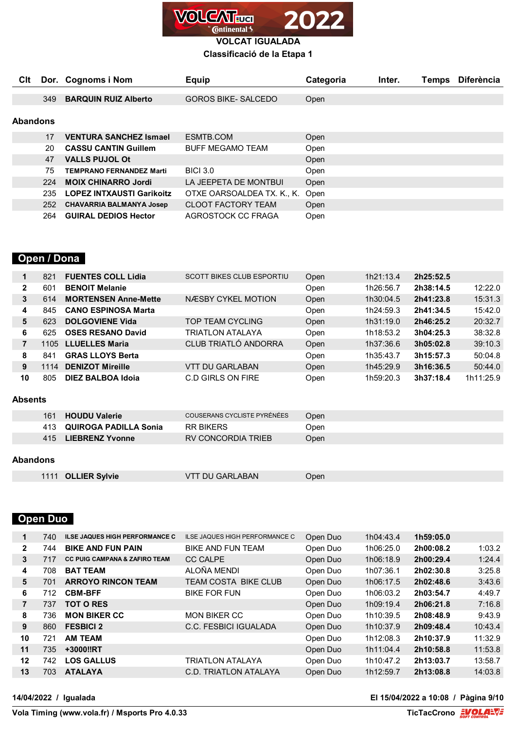# VOLCAT IGUALADA

## Classificació de la Etapa 1

| Clt | Dor. | Cognoms i Nom | Equip | Categoria | Inter. | Temps | Diferència |
|---|---|---|---|---|---|---|---|
| | 349 | **BARQUIN RUIZ Alberto** | GOROS BIKE- SALCEDO | Open | | | |

**Abandons**

| Clt | Dor. | Cognoms i Nom | Equip | Categoria | Inter. | Temps | Diferència |
|---|---|---|---|---|---|---|---|
| | 17 | **VENTURA SANCHEZ Ismael** | ESMTB.COM | Open | | | |
| | 20 | **CASSU CANTIN Guillem** | BUFF MEGAMO TEAM | Open | | | |
| | 47 | **VALLS PUJOL Ot** | | Open | | | |
| | 75 | **TEMPRANO FERNANDEZ Marti** | BICI 3.0 | Open | | | |
| | 224 | **MOIX CHINARRO Jordi** | LA JEEPETA DE MONTBUI | Open | | | |
| | 235 | **LOPEZ INTXAUSTI Garikoitz** | OTXE OARSOALDEA TX. K., K. | Open | | | |
| | 252 | **CHAVARRIA BALMANYA Josep** | CLOOT FACTORY TEAM | Open | | | |
| | 264 | **GUIRAL DEDIOS Hector** | AGROSTOCK CC FRAGA | Open | | | |

## Open / Dona

| Clt | Dor. | Cognoms i Nom | Equip | Categoria | Inter. | Temps | Diferència |
|---|---|---|---|---|---|---|---|
| **1** | 821 | **FUENTES COLL Lidia** | SCOTT BIKES CLUB ESPORTIU | Open | 1h21:13.4 | **2h25:52.5** | |
| **2** | 601 | **BENOIT Melanie** | | Open | 1h26:56.7 | **2h38:14.5** | 12:22.0 |
| **3** | 614 | **MORTENSEN Anne-Mette** | NÆSBY CYKEL MOTION | Open | 1h30:04.5 | **2h41:23.8** | 15:31.3 |
| **4** | 845 | **CANO ESPINOSA Marta** | | Open | 1h24:59.3 | **2h41:34.5** | 15:42.0 |
| **5** | 623 | **DOLGOVIENE Vida** | TOP TEAM CYCLING | Open | 1h31:19.0 | **2h46:25.2** | 20:32.7 |
| **6** | 625 | **OSES RESANO David** | TRIATLON ATALAYA | Open | 1h18:53.2 | **3h04:25.3** | 38:32.8 |
| **7** | 1105 | **LLUELLES Maria** | CLUB TRIATLÓ ANDORRA | Open | 1h37:36.6 | **3h05:02.8** | 39:10.3 |
| **8** | 841 | **GRAS LLOYS Berta** | | Open | 1h35:43.7 | **3h15:57.3** | 50:04.8 |
| **9** | 1114 | **DENIZOT Mireille** | VTT DU GARLABAN | Open | 1h45:29.9 | **3h16:36.5** | 50:44.0 |
| **10** | 805 | **DIEZ BALBOA Idoia** | C.D GIRLS ON FIRE | Open | 1h59:20.3 | **3h37:18.4** | 1h11:25.9 |

**Absents**

| Clt | Dor. | Cognoms i Nom | Equip | Categoria | Inter. | Temps | Diferència |
|---|---|---|---|---|---|---|---|
| | 161 | **HOUDU Valerie** | COUSERANS CYCLISTE PYRÉNÉES | Open | | | |
| | 413 | **QUIROGA PADILLA Sonia** | RR BIKERS | Open | | | |
| | 415 | **LIEBRENZ Yvonne** | RV CONCORDIA TRIEB | Open | | | |

**Abandons**

| Clt | Dor. | Cognoms i Nom | Equip | Categoria | Inter. | Temps | Diferència |
|---|---|---|---|---|---|---|---|
| | 1111 | **OLLIER Sylvie** | VTT DU GARLABAN | Open | | | |

## Open Duo

| Clt | Dor. | Cognoms i Nom | Equip | Categoria | Inter. | Temps | Diferència |
|---|---|---|---|---|---|---|---|
| **1** | 740 | **ILSE JAQUES HIGH PERFORMANCE C** | ILSE JAQUES HIGH PERFORMANCE C | Open Duo | 1h04:43.4 | **1h59:05.0** | |
| **2** | 744 | **BIKE AND FUN PAIN** | BIKE AND FUN TEAM | Open Duo | 1h06:25.0 | **2h00:08.2** | 1:03.2 |
| **3** | 717 | **CC PUIG CAMPANA & ZAFIRO TEAM** | CC CALPE | Open Duo | 1h06:18.9 | **2h00:29.4** | 1:24.4 |
| **4** | 708 | **BAT TEAM** | ALOÑA MENDI | Open Duo | 1h07:36.1 | **2h02:30.8** | 3:25.8 |
| **5** | 701 | **ARROYO RINCON TEAM** | TEAM COSTA BIKE CLUB | Open Duo | 1h06:17.5 | **2h02:48.6** | 3:43.6 |
| **6** | 712 | **CBM-BFF** | BIKE FOR FUN | Open Duo | 1h06:03.2 | **2h03:54.7** | 4:49.7 |
| **7** | 737 | **TOT O RES** | | Open Duo | 1h09:19.4 | **2h06:21.8** | 7:16.8 |
| **8** | 736 | **MON BIKER CC** | MON BIKER CC | Open Duo | 1h10:39.5 | **2h08:48.9** | 9:43.9 |
| **9** | 860 | **FESBICI 2** | C.C. FESBICI IGUALADA | Open Duo | 1h10:37.9 | **2h09:48.4** | 10:43.4 |
| **10** | 721 | **AM TEAM** | | Open Duo | 1h12:08.3 | **2h10:37.9** | 11:32.9 |
| **11** | 735 | **+3000!!RT** | | Open Duo | 1h11:04.4 | **2h10:58.8** | 11:53.8 |
| **12** | 742 | **LOS GALLUS** | TRIATLON ATALAYA | Open Duo | 1h10:47.2 | **2h13:03.7** | 13:58.7 |
| **13** | 703 | **ATALAYA** | C.D. TRIATLON ATALAYA | Open Duo | 1h12:59.7 | **2h13:08.8** | 14:03.8 |

**14/04/2022 / Igualada** — **El 15/04/2022 a 10:08**

**Vola Timing (www.vola.fr) / Msports Pro 4.0.33** — **TicTacCrono**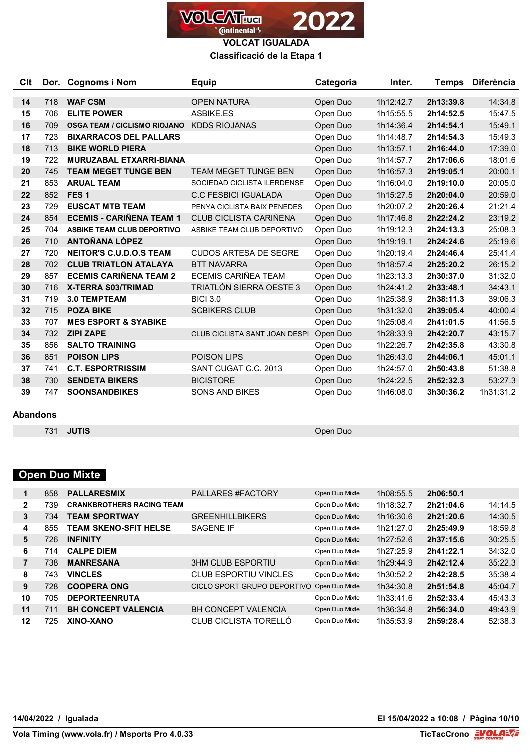VOLCAT 2022

**VOLCAT IGUALADA**

**Classificació de la Etapa 1**

| Clt | Dor. | Cognoms i Nom | Equip | Categoria | Inter. | Temps | Diferència |
|---|---|---|---|---|---|---|---|
| 14 | 718 | **WAF CSM** | OPEN NATURA | Open Duo | 1h12:42.7 | **2h13:39.8** | 14:34.8 |
| 15 | 706 | **ELITE POWER** | ASBIKE.ES | Open Duo | 1h15:55.5 | **2h14:52.5** | 15:47.5 |
| 16 | 709 | **OSGA TEAM / CICLISMO RIOJANO** | KDDS RIOJANAS | Open Duo | 1h14:36.4 | **2h14:54.1** | 15:49.1 |
| 17 | 723 | **BIXARRACOS DEL PALLARS** | | Open Duo | 1h14:48.7 | **2h14:54.3** | 15:49.3 |
| 18 | 713 | **BIKE WORLD PIERA** | | Open Duo | 1h13:57.1 | **2h16:44.0** | 17:39.0 |
| 19 | 722 | **MURUZABAL ETXARRI-BIANA** | | Open Duo | 1h14:57.7 | **2h17:06.6** | 18:01.6 |
| 20 | 745 | **TEAM MEGET TUNGE BEN** | TEAM MEGET TUNGE BEN | Open Duo | 1h16:57.3 | **2h19:05.1** | 20:00.1 |
| 21 | 853 | **ARUAL TEAM** | SOCIEDAD CICLISTA ILERDENSE | Open Duo | 1h16:04.0 | **2h19:10.0** | 20:05.0 |
| 22 | 852 | **FES 1** | C.C FESBICI IGUALADA | Open Duo | 1h15:27.5 | **2h20:04.0** | 20:59.0 |
| 23 | 729 | **EUSCAT MTB TEAM** | PENYA CICLISTA BAIX PENEDES | Open Duo | 1h20:07.2 | **2h20:26.4** | 21:21.4 |
| 24 | 854 | **ECEMIS - CARIÑENA TEAM 1** | CLUB CICLISTA CARIÑENA | Open Duo | 1h17:46.8 | **2h22:24.2** | 23:19.2 |
| 25 | 704 | **ASBIKE TEAM CLUB DEPORTIVO** | ASBIKE TEAM CLUB DEPORTIVO | Open Duo | 1h19:12.3 | **2h24:13.3** | 25:08.3 |
| 26 | 710 | **ANTOÑANA LÓPEZ** | | Open Duo | 1h19:19.1 | **2h24:24.6** | 25:19.6 |
| 27 | 720 | **NEITOR'S C.U.D.O.S TEAM** | CUDOS ARTESA DE SEGRE | Open Duo | 1h20:19.4 | **2h24:46.4** | 25:41.4 |
| 28 | 702 | **CLUB TRIATLON ATALAYA** | BTT NAVARRA | Open Duo | 1h18:57.4 | **2h25:20.2** | 26:15.2 |
| 29 | 857 | **ECEMIS CARIÑENA TEAM 2** | ECEMIS CARIÑEA TEAM | Open Duo | 1h23:13.3 | **2h30:37.0** | 31:32.0 |
| 30 | 716 | **X-TERRA S03/TRIMAD** | TRIATLÓN SIERRA OESTE 3 | Open Duo | 1h24:41.2 | **2h33:48.1** | 34:43.1 |
| 31 | 719 | **3.0 TEMPTEAM** | BICI 3.0 | Open Duo | 1h25:38.9 | **2h38:11.3** | 39:06.3 |
| 32 | 715 | **POZA BIKE** | SCBIKERS CLUB | Open Duo | 1h31:32.0 | **2h39:05.4** | 40:00.4 |
| 33 | 707 | **MES ESPORT & SYABIKE** | | Open Duo | 1h25:08.4 | **2h41:01.5** | 41:56.5 |
| 34 | 732 | **ZIPI ZAPE** | CLUB CICLISTA SANT JOAN DESPI | Open Duo | 1h28:33.9 | **2h42:20.7** | 43:15.7 |
| 35 | 856 | **SALTO TRAINING** | | Open Duo | 1h22:26.7 | **2h42:35.8** | 43:30.8 |
| 36 | 851 | **POISON LIPS** | POISON LIPS | Open Duo | 1h26:43.0 | **2h44:06.1** | 45:01.1 |
| 37 | 741 | **C.T. ESPORTRISSIM** | SANT CUGAT C.C. 2013 | Open Duo | 1h24:57.0 | **2h50:43.8** | 51:38.8 |
| 38 | 730 | **SENDETA BIKERS** | BICISTORE | Open Duo | 1h24:22.5 | **2h52:32.3** | 53:27.3 |
| 39 | 747 | **SOONSANDBIKES** | SONS AND BIKES | Open Duo | 1h46:08.0 | **3h30:36.2** | 1h31:31.2 |

**Abandons**

| Clt | Dor. | Cognoms i Nom | Equip | Categoria | Inter. | Temps | Diferència |
|---|---|---|---|---|---|---|---|
| | 731 | **JUTIS** | | Open Duo | | | |

## Open Duo Mixte

| Clt | Dor. | Cognoms i Nom | Equip | Categoria | Inter. | Temps | Diferència |
|---|---|---|---|---|---|---|---|
| 1 | 858 | **PALLARESMIX** | PALLARES #FACTORY | Open Duo Mixte | 1h08:55.5 | **2h06:50.1** | |
| 2 | 739 | **CRANKBROTHERS RACING TEAM** | | Open Duo Mixte | 1h18:32.7 | **2h21:04.6** | 14:14.5 |
| 3 | 734 | **TEAM SPORTWAY** | GREENHILLBIKERS | Open Duo Mixte | 1h16:30.6 | **2h21:20.6** | 14:30.5 |
| 4 | 855 | **TEAM SKENO-SFIT HELSE** | SAGENE IF | Open Duo Mixte | 1h21:27.0 | **2h25:49.9** | 18:59.8 |
| 5 | 726 | **INFINITY** | | Open Duo Mixte | 1h27:52.6 | **2h37:15.6** | 30:25.5 |
| 6 | 714 | **CALPE DIEM** | | Open Duo Mixte | 1h27:25.9 | **2h41:22.1** | 34:32.0 |
| 7 | 738 | **MANRESANA** | 3HM CLUB ESPORTIU | Open Duo Mixte | 1h29:44.9 | **2h42:12.4** | 35:22.3 |
| 8 | 743 | **VINCLES** | CLUB ESPORTIU VINCLES | Open Duo Mixte | 1h30:52.2 | **2h42:28.5** | 35:38.4 |
| 9 | 728 | **COOPERA ONG** | CICLO SPORT GRUPO DEPORTIVO | Open Duo Mixte | 1h34:30.8 | **2h51:54.8** | 45:04.7 |
| 10 | 705 | **DEPORTEENRUTA** | | Open Duo Mixte | 1h33:41.6 | **2h52:33.4** | 45:43.3 |
| 11 | 711 | **BH CONCEPT VALENCIA** | BH CONCEPT VALENCIA | Open Duo Mixte | 1h36:34.8 | **2h56:34.0** | 49:43.9 |
| 12 | 725 | **XINO-XANO** | CLUB CICLISTA TORELLÓ | Open Duo Mixte | 1h35:53.9 | **2h59:28.4** | 52:38.3 |

**14/04/2022 / Igualada** — **El 15/04/2022 a 10:08**

**Vola Timing (www.vola.fr) / Msports Pro 4.0.33** — **TicTacCrono**